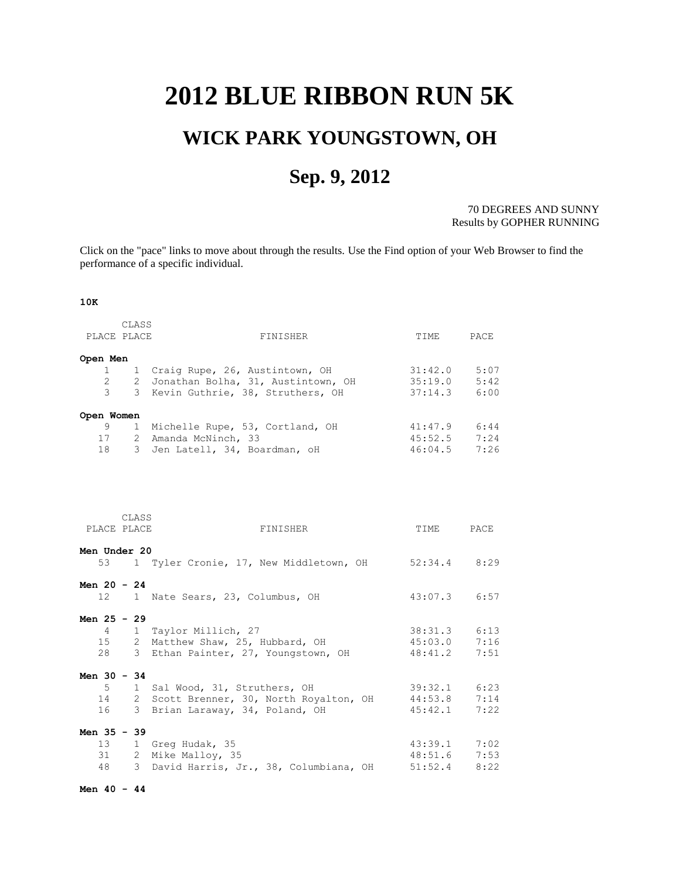# 2012 BLUE RIBBON RUN 5K

## WICK PARK YOUNGSTOWN, OH

## Sep. 9, 2012

70 DEGREES AND SUNNY
Results by GOPHER RUNNING

Click on the "pace" links to move about through the results. Use the Find option of your Web Browser to find the performance of a specific individual.

**10K**

| PLACE | CLASS PLACE | FINISHER | TIME | PACE |
|---|---|---|---|---|
| **Open Men** | | | | |
| 1 | 1 | Craig Rupe, 26, Austintown, OH | 31:42.0 | 5:07 |
| 2 | 2 | Jonathan Bolha, 31, Austintown, OH | 35:19.0 | 5:42 |
| 3 | 3 | Kevin Guthrie, 38, Struthers, OH | 37:14.3 | 6:00 |
| **Open Women** | | | | |
| 9 | 1 | Michelle Rupe, 53, Cortland, OH | 41:47.9 | 6:44 |
| 17 | 2 | Amanda McNinch, 33 | 45:52.5 | 7:24 |
| 18 | 3 | Jen Latell, 34, Boardman, oH | 46:04.5 | 7:26 |

| PLACE | CLASS PLACE | FINISHER | TIME | PACE |
|---|---|---|---|---|
| **Men Under 20** | | | | |
| 53 | 1 | Tyler Cronie, 17, New Middletown, OH | 52:34.4 | 8:29 |
| **Men 20 - 24** | | | | |
| 12 | 1 | Nate Sears, 23, Columbus, OH | 43:07.3 | 6:57 |
| **Men 25 - 29** | | | | |
| 4 | 1 | Taylor Millich, 27 | 38:31.3 | 6:13 |
| 15 | 2 | Matthew Shaw, 25, Hubbard, OH | 45:03.0 | 7:16 |
| 28 | 3 | Ethan Painter, 27, Youngstown, OH | 48:41.2 | 7:51 |
| **Men 30 - 34** | | | | |
| 5 | 1 | Sal Wood, 31, Struthers, OH | 39:32.1 | 6:23 |
| 14 | 2 | Scott Brenner, 30, North Royalton, OH | 44:53.8 | 7:14 |
| 16 | 3 | Brian Laraway, 34, Poland, OH | 45:42.1 | 7:22 |
| **Men 35 - 39** | | | | |
| 13 | 1 | Greg Hudak, 35 | 43:39.1 | 7:02 |
| 31 | 2 | Mike Malloy, 35 | 48:51.6 | 7:53 |
| 48 | 3 | David Harris, Jr., 38, Columbiana, OH | 51:52.4 | 8:22 |

**Men 40 - 44**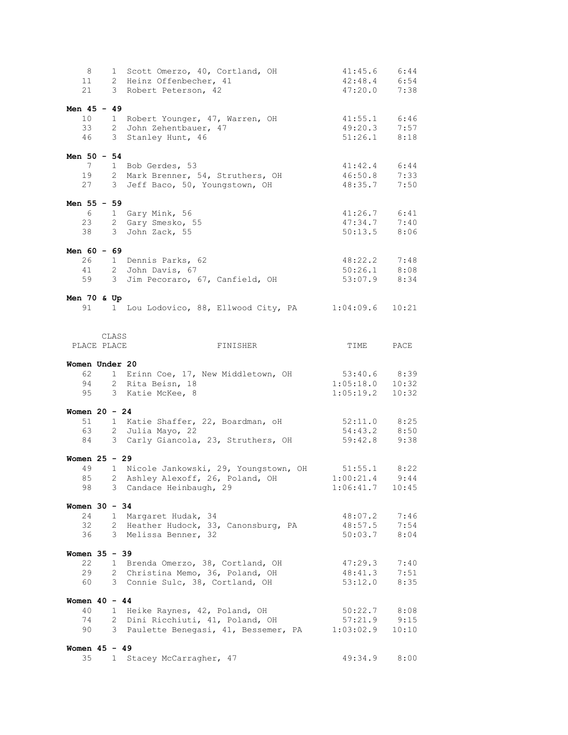| PLACE | CLASS PLACE | FINISHER | TIME | PACE |
|---|---|---|---|---|
| 8 | 1 | Scott Omerzo, 40, Cortland, OH | 41:45.6 | 6:44 |
| 11 | 2 | Heinz Offenbecher, 41 | 42:48.4 | 6:54 |
| 21 | 3 | Robert Peterson, 42 | 47:20.0 | 7:38 |

**Men 45 - 49**

| PLACE | CLASS PLACE | FINISHER | TIME | PACE |
|---|---|---|---|---|
| 10 | 1 | Robert Younger, 47, Warren, OH | 41:55.1 | 6:46 |
| 33 | 2 | John Zehentbauer, 47 | 49:20.3 | 7:57 |
| 46 | 3 | Stanley Hunt, 46 | 51:26.1 | 8:18 |

**Men 50 - 54**

| PLACE | CLASS PLACE | FINISHER | TIME | PACE |
|---|---|---|---|---|
| 7 | 1 | Bob Gerdes, 53 | 41:42.4 | 6:44 |
| 19 | 2 | Mark Brenner, 54, Struthers, OH | 46:50.8 | 7:33 |
| 27 | 3 | Jeff Baco, 50, Youngstown, OH | 48:35.7 | 7:50 |

**Men 55 - 59**

| PLACE | CLASS PLACE | FINISHER | TIME | PACE |
|---|---|---|---|---|
| 6 | 1 | Gary Mink, 56 | 41:26.7 | 6:41 |
| 23 | 2 | Gary Smesko, 55 | 47:34.7 | 7:40 |
| 38 | 3 | John Zack, 55 | 50:13.5 | 8:06 |

**Men 60 - 69**

| PLACE | CLASS PLACE | FINISHER | TIME | PACE |
|---|---|---|---|---|
| 26 | 1 | Dennis Parks, 62 | 48:22.2 | 7:48 |
| 41 | 2 | John Davis, 67 | 50:26.1 | 8:08 |
| 59 | 3 | Jim Pecoraro, 67, Canfield, OH | 53:07.9 | 8:34 |

**Men 70 & Up**

| PLACE | CLASS PLACE | FINISHER | TIME | PACE |
|---|---|---|---|---|
| 91 | 1 | Lou Lodovico, 88, Ellwood City, PA | 1:04:09.6 | 10:21 |

**Women Under 20**

| PLACE | CLASS PLACE | FINISHER | TIME | PACE |
|---|---|---|---|---|
| 62 | 1 | Erinn Coe, 17, New Middletown, OH | 53:40.6 | 8:39 |
| 94 | 2 | Rita Beisn, 18 | 1:05:18.0 | 10:32 |
| 95 | 3 | Katie McKee, 8 | 1:05:19.2 | 10:32 |

**Women 20 - 24**

| PLACE | CLASS PLACE | FINISHER | TIME | PACE |
|---|---|---|---|---|
| 51 | 1 | Katie Shaffer, 22, Boardman, oH | 52:11.0 | 8:25 |
| 63 | 2 | Julia Mayo, 22 | 54:43.2 | 8:50 |
| 84 | 3 | Carly Giancola, 23, Struthers, OH | 59:42.8 | 9:38 |

**Women 25 - 29**

| PLACE | CLASS PLACE | FINISHER | TIME | PACE |
|---|---|---|---|---|
| 49 | 1 | Nicole Jankowski, 29, Youngstown, OH | 51:55.1 | 8:22 |
| 85 | 2 | Ashley Alexoff, 26, Poland, OH | 1:00:21.4 | 9:44 |
| 98 | 3 | Candace Heinbaugh, 29 | 1:06:41.7 | 10:45 |

**Women 30 - 34**

| PLACE | CLASS PLACE | FINISHER | TIME | PACE |
|---|---|---|---|---|
| 24 | 1 | Margaret Hudak, 34 | 48:07.2 | 7:46 |
| 32 | 2 | Heather Hudock, 33, Canonsburg, PA | 48:57.5 | 7:54 |
| 36 | 3 | Melissa Benner, 32 | 50:03.7 | 8:04 |

**Women 35 - 39**

| PLACE | CLASS PLACE | FINISHER | TIME | PACE |
|---|---|---|---|---|
| 22 | 1 | Brenda Omerzo, 38, Cortland, OH | 47:29.3 | 7:40 |
| 29 | 2 | Christina Memo, 36, Poland, OH | 48:41.3 | 7:51 |
| 60 | 3 | Connie Sulc, 38, Cortland, OH | 53:12.0 | 8:35 |

**Women 40 - 44**

| PLACE | CLASS PLACE | FINISHER | TIME | PACE |
|---|---|---|---|---|
| 40 | 1 | Heike Raynes, 42, Poland, OH | 50:22.7 | 8:08 |
| 74 | 2 | Dini Ricchiuti, 41, Poland, OH | 57:21.9 | 9:15 |
| 90 | 3 | Paulette Benegasi, 41, Bessemer, PA | 1:03:02.9 | 10:10 |

**Women 45 - 49**

| PLACE | CLASS PLACE | FINISHER | TIME | PACE |
|---|---|---|---|---|
| 35 | 1 | Stacey McCarragher, 47 | 49:34.9 | 8:00 |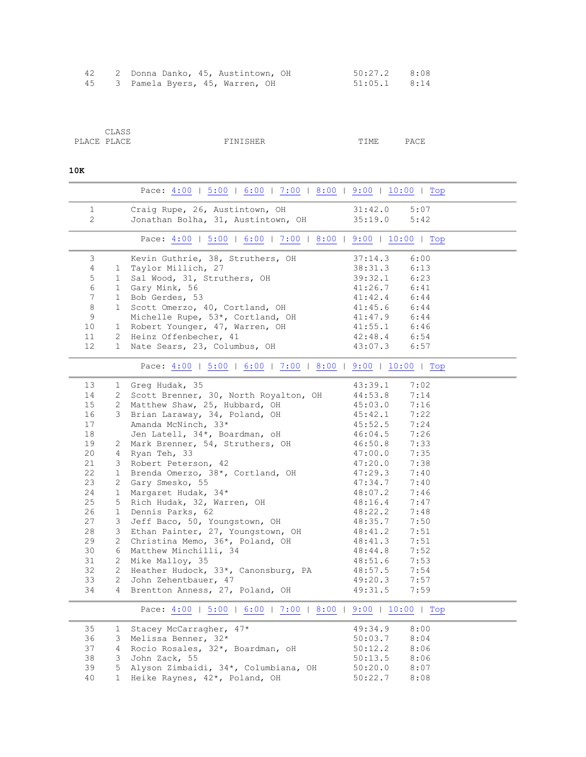| PLACE | CLASS PLACE | FINISHER | TIME | PACE |
|---|---|---|---|---|
| 42 | 2 | Donna Danko, 45, Austintown, OH | 50:27.2 | 8:08 |
| 45 | 3 | Pamela Byers, 45, Warren, OH | 51:05.1 | 8:14 |

**10K**

Pace: 4:00 | 5:00 | 6:00 | 7:00 | 8:00 | 9:00 | 10:00 | Top

| PLACE | CLASS PLACE | FINISHER | TIME | PACE |
|---|---|---|---|---|
| 1 | | Craig Rupe, 26, Austintown, OH | 31:42.0 | 5:07 |
| 2 | | Jonathan Bolha, 31, Austintown, OH | 35:19.0 | 5:42 |

Pace: 4:00 | 5:00 | 6:00 | 7:00 | 8:00 | 9:00 | 10:00 | Top

| PLACE | CLASS PLACE | FINISHER | TIME | PACE |
|---|---|---|---|---|
| 3 | | Kevin Guthrie, 38, Struthers, OH | 37:14.3 | 6:00 |
| 4 | 1 | Taylor Millich, 27 | 38:31.3 | 6:13 |
| 5 | 1 | Sal Wood, 31, Struthers, OH | 39:32.1 | 6:23 |
| 6 | 1 | Gary Mink, 56 | 41:26.7 | 6:41 |
| 7 | 1 | Bob Gerdes, 53 | 41:42.4 | 6:44 |
| 8 | 1 | Scott Omerzo, 40, Cortland, OH | 41:45.6 | 6:44 |
| 9 | | Michelle Rupe, 53*, Cortland, OH | 41:47.9 | 6:44 |
| 10 | 1 | Robert Younger, 47, Warren, OH | 41:55.1 | 6:46 |
| 11 | 2 | Heinz Offenbecher, 41 | 42:48.4 | 6:54 |
| 12 | 1 | Nate Sears, 23, Columbus, OH | 43:07.3 | 6:57 |

Pace: 4:00 | 5:00 | 6:00 | 7:00 | 8:00 | 9:00 | 10:00 | Top

| PLACE | CLASS PLACE | FINISHER | TIME | PACE |
|---|---|---|---|---|
| 13 | 1 | Greg Hudak, 35 | 43:39.1 | 7:02 |
| 14 | 2 | Scott Brenner, 30, North Royalton, OH | 44:53.8 | 7:14 |
| 15 | 2 | Matthew Shaw, 25, Hubbard, OH | 45:03.0 | 7:16 |
| 16 | 3 | Brian Laraway, 34, Poland, OH | 45:42.1 | 7:22 |
| 17 | | Amanda McNinch, 33* | 45:52.5 | 7:24 |
| 18 | | Jen Latell, 34*, Boardman, oH | 46:04.5 | 7:26 |
| 19 | 2 | Mark Brenner, 54, Struthers, OH | 46:50.8 | 7:33 |
| 20 | 4 | Ryan Teh, 33 | 47:00.0 | 7:35 |
| 21 | 3 | Robert Peterson, 42 | 47:20.0 | 7:38 |
| 22 | 1 | Brenda Omerzo, 38*, Cortland, OH | 47:29.3 | 7:40 |
| 23 | 2 | Gary Smesko, 55 | 47:34.7 | 7:40 |
| 24 | 1 | Margaret Hudak, 34* | 48:07.2 | 7:46 |
| 25 | 5 | Rich Hudak, 32, Warren, OH | 48:16.4 | 7:47 |
| 26 | 1 | Dennis Parks, 62 | 48:22.2 | 7:48 |
| 27 | 3 | Jeff Baco, 50, Youngstown, OH | 48:35.7 | 7:50 |
| 28 | 3 | Ethan Painter, 27, Youngstown, OH | 48:41.2 | 7:51 |
| 29 | 2 | Christina Memo, 36*, Poland, OH | 48:41.3 | 7:51 |
| 30 | 6 | Matthew Minchilli, 34 | 48:44.8 | 7:52 |
| 31 | 2 | Mike Malloy, 35 | 48:51.6 | 7:53 |
| 32 | 2 | Heather Hudock, 33*, Canonsburg, PA | 48:57.5 | 7:54 |
| 33 | 2 | John Zehentbauer, 47 | 49:20.3 | 7:57 |
| 34 | 4 | Brentton Anness, 27, Poland, OH | 49:31.5 | 7:59 |

Pace: 4:00 | 5:00 | 6:00 | 7:00 | 8:00 | 9:00 | 10:00 | Top

| PLACE | CLASS PLACE | FINISHER | TIME | PACE |
|---|---|---|---|---|
| 35 | 1 | Stacey McCarragher, 47* | 49:34.9 | 8:00 |
| 36 | 3 | Melissa Benner, 32* | 50:03.7 | 8:04 |
| 37 | 4 | Rocio Rosales, 32*, Boardman, oH | 50:12.2 | 8:06 |
| 38 | 3 | John Zack, 55 | 50:13.5 | 8:06 |
| 39 | 5 | Alyson Zimbaidi, 34*, Columbiana, OH | 50:20.0 | 8:07 |
| 40 | 1 | Heike Raynes, 42*, Poland, OH | 50:22.7 | 8:08 |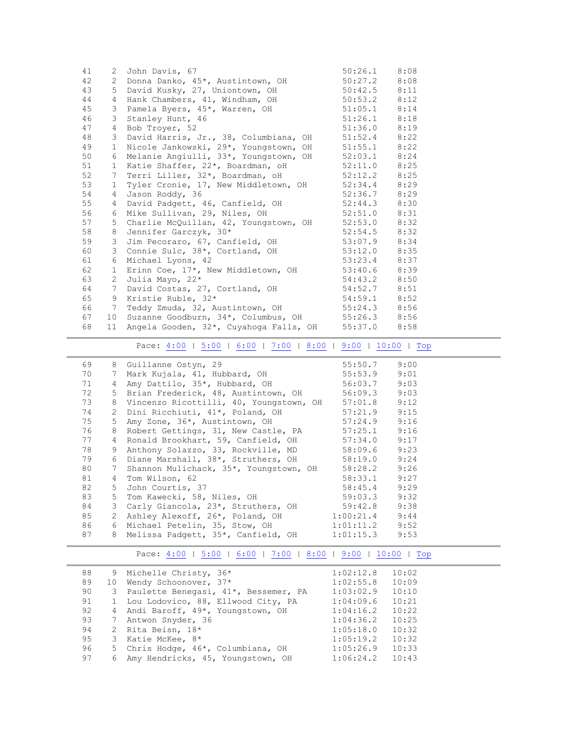| | | | | |
|---|---|---|---|---|
| 41 | 2 | John Davis, 67 | 50:26.1 | 8:08 |
| 42 | 2 | Donna Danko, 45*, Austintown, OH | 50:27.2 | 8:08 |
| 43 | 5 | David Kusky, 27, Uniontown, OH | 50:42.5 | 8:11 |
| 44 | 4 | Hank Chambers, 41, Windham, OH | 50:53.2 | 8:12 |
| 45 | 3 | Pamela Byers, 45*, Warren, OH | 51:05.1 | 8:14 |
| 46 | 3 | Stanley Hunt, 46 | 51:26.1 | 8:18 |
| 47 | 4 | Bob Troyer, 52 | 51:36.0 | 8:19 |
| 48 | 3 | David Harris, Jr., 38, Columbiana, OH | 51:52.4 | 8:22 |
| 49 | 1 | Nicole Jankowski, 29*, Youngstown, OH | 51:55.1 | 8:22 |
| 50 | 6 | Melanie Angiulli, 33*, Youngstown, OH | 52:03.1 | 8:24 |
| 51 | 1 | Katie Shaffer, 22*, Boardman, oH | 52:11.0 | 8:25 |
| 52 | 7 | Terri Liller, 32*, Boardman, oH | 52:12.2 | 8:25 |
| 53 | 1 | Tyler Cronie, 17, New Middletown, OH | 52:34.4 | 8:29 |
| 54 | 4 | Jason Roddy, 36 | 52:36.7 | 8:29 |
| 55 | 4 | David Padgett, 46, Canfield, OH | 52:44.3 | 8:30 |
| 56 | 6 | Mike Sullivan, 29, Niles, OH | 52:51.0 | 8:31 |
| 57 | 5 | Charlie McQuillan, 42, Youngstown, OH | 52:53.0 | 8:32 |
| 58 | 8 | Jennifer Garczyk, 30* | 52:54.5 | 8:32 |
| 59 | 3 | Jim Pecoraro, 67, Canfield, OH | 53:07.9 | 8:34 |
| 60 | 3 | Connie Sulc, 38*, Cortland, OH | 53:12.0 | 8:35 |
| 61 | 6 | Michael Lyons, 42 | 53:23.4 | 8:37 |
| 62 | 1 | Erinn Coe, 17*, New Middletown, OH | 53:40.6 | 8:39 |
| 63 | 2 | Julia Mayo, 22* | 54:43.2 | 8:50 |
| 64 | 7 | David Costas, 27, Cortland, OH | 54:52.7 | 8:51 |
| 65 | 9 | Kristie Ruble, 32* | 54:59.1 | 8:52 |
| 66 | 7 | Teddy Zmuda, 32, Austintown, OH | 55:24.3 | 8:56 |
| 67 | 10 | Suzanne Goodburn, 34*, Columbus, OH | 55:26.3 | 8:56 |
| 68 | 11 | Angela Gooden, 32*, Cuyahoga Falls, OH | 55:37.0 | 8:58 |

---

Pace: 4:00 | 5:00 | 6:00 | 7:00 | 8:00 | 9:00 | 10:00 | Top

---

| | | | | |
|---|---|---|---|---|
| 69 | 8 | Guillanne Ostyn, 29 | 55:50.7 | 9:00 |
| 70 | 7 | Mark Kujala, 41, Hubbard, OH | 55:53.9 | 9:01 |
| 71 | 4 | Amy Dattilo, 35*, Hubbard, OH | 56:03.7 | 9:03 |
| 72 | 5 | Brian Frederick, 48, Austintown, OH | 56:09.3 | 9:03 |
| 73 | 8 | Vincenzo Ricottilli, 40, Youngstown, OH | 57:01.8 | 9:12 |
| 74 | 2 | Dini Ricchiuti, 41*, Poland, OH | 57:21.9 | 9:15 |
| 75 | 5 | Amy Zone, 36*, Austintown, OH | 57:24.9 | 9:16 |
| 76 | 8 | Robert Gettings, 31, New Castle, PA | 57:25.1 | 9:16 |
| 77 | 4 | Ronald Brookhart, 59, Canfield, OH | 57:34.0 | 9:17 |
| 78 | 9 | Anthony Solazzo, 33, Rockville, MD | 58:09.6 | 9:23 |
| 79 | 6 | Diane Marshall, 38*, Struthers, OH | 58:19.0 | 9:24 |
| 80 | 7 | Shannon Mulichack, 35*, Youngstown, OH | 58:28.2 | 9:26 |
| 81 | 4 | Tom Wilson, 62 | 58:33.1 | 9:27 |
| 82 | 5 | John Courtis, 37 | 58:45.4 | 9:29 |
| 83 | 5 | Tom Kawecki, 58, Niles, OH | 59:03.3 | 9:32 |
| 84 | 3 | Carly Giancola, 23*, Struthers, OH | 59:42.8 | 9:38 |
| 85 | 2 | Ashley Alexoff, 26*, Poland, OH | 1:00:21.4 | 9:44 |
| 86 | 6 | Michael Petelin, 35, Stow, OH | 1:01:11.2 | 9:52 |
| 87 | 8 | Melissa Padgett, 35*, Canfield, OH | 1:01:15.3 | 9:53 |

---

Pace: 4:00 | 5:00 | 6:00 | 7:00 | 8:00 | 9:00 | 10:00 | Top

---

| | | | | |
|---|---|---|---|---|
| 88 | 9 | Michelle Christy, 36* | 1:02:12.8 | 10:02 |
| 89 | 10 | Wendy Schoonover, 37* | 1:02:55.8 | 10:09 |
| 90 | 3 | Paulette Benegasi, 41*, Bessemer, PA | 1:03:02.9 | 10:10 |
| 91 | 1 | Lou Lodovico, 88, Ellwood City, PA | 1:04:09.6 | 10:21 |
| 92 | 4 | Andi Baroff, 49*, Youngstown, OH | 1:04:16.2 | 10:22 |
| 93 | 7 | Antwon Snyder, 36 | 1:04:36.2 | 10:25 |
| 94 | 2 | Rita Beisn, 18* | 1:05:18.0 | 10:32 |
| 95 | 3 | Katie McKee, 8* | 1:05:19.2 | 10:32 |
| 96 | 5 | Chris Hodge, 46*, Columbiana, OH | 1:05:26.9 | 10:33 |
| 97 | 6 | Amy Hendricks, 45, Youngstown, OH | 1:06:24.2 | 10:43 |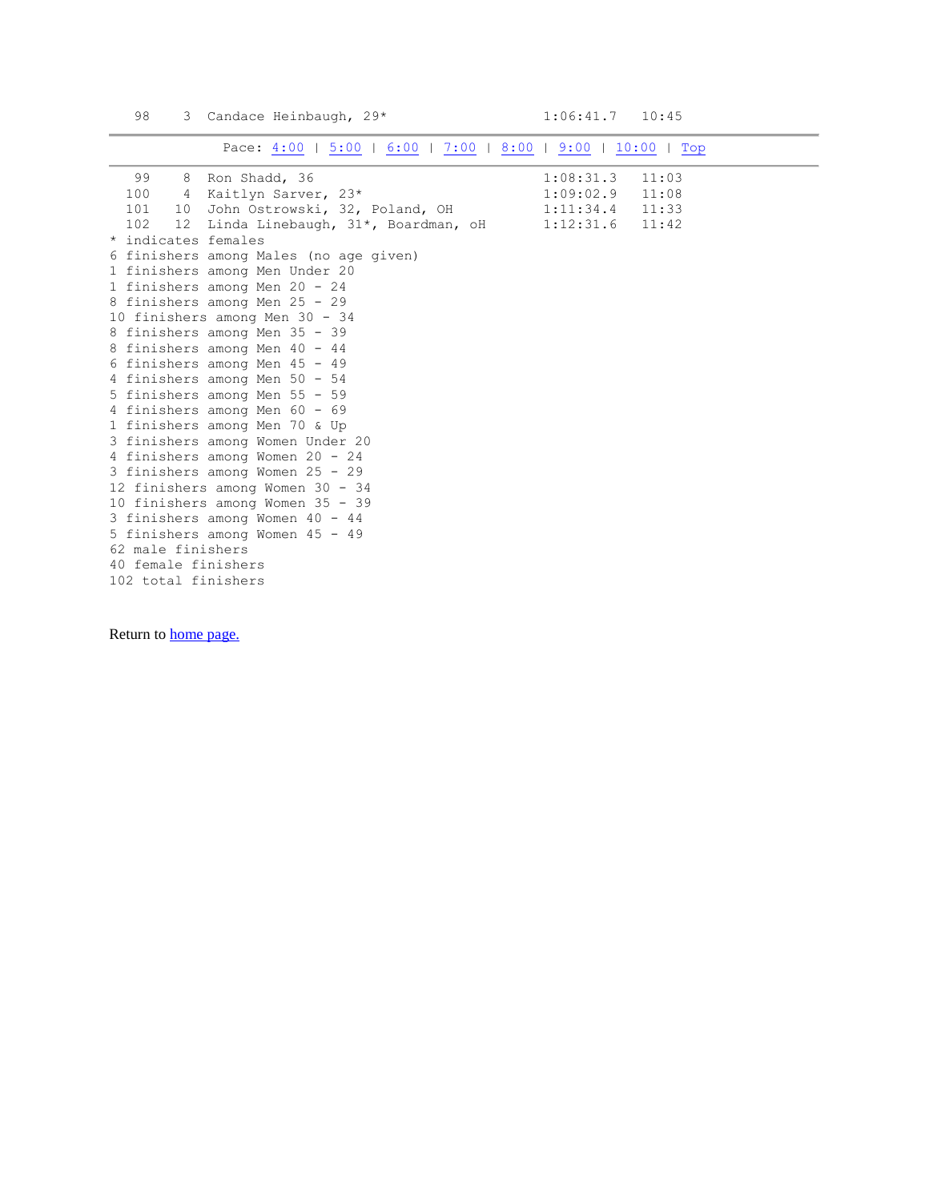```
  98    3  Candace Heinbaugh, 29*                        1:06:41.7   10:45
```

Pace: 4:00 | 5:00 | 6:00 | 7:00 | 8:00 | 9:00 | 10:00 | Top

```
  99    8  Ron Shadd, 36                                 1:08:31.3   11:03
 100    4  Kaitlyn Sarver, 23*                           1:09:02.9   11:08
 101   10  John Ostrowski, 32, Poland, OH                1:11:34.4   11:33
 102   12  Linda Linebaugh, 31*, Boardman, oH            1:12:31.6   11:42
* indicates females
6 finishers among Males (no age given)
1 finishers among Men Under 20
1 finishers among Men 20 - 24
8 finishers among Men 25 - 29
10 finishers among Men 30 - 34
8 finishers among Men 35 - 39
8 finishers among Men 40 - 44
6 finishers among Men 45 - 49
4 finishers among Men 50 - 54
5 finishers among Men 55 - 59
4 finishers among Men 60 - 69
1 finishers among Men 70 & Up
3 finishers among Women Under 20
4 finishers among Women 20 - 24
3 finishers among Women 25 - 29
12 finishers among Women 30 - 34
10 finishers among Women 35 - 39
3 finishers among Women 40 - 44
5 finishers among Women 45 - 49
62 male finishers
40 female finishers
102 total finishers
```

Return to home page.